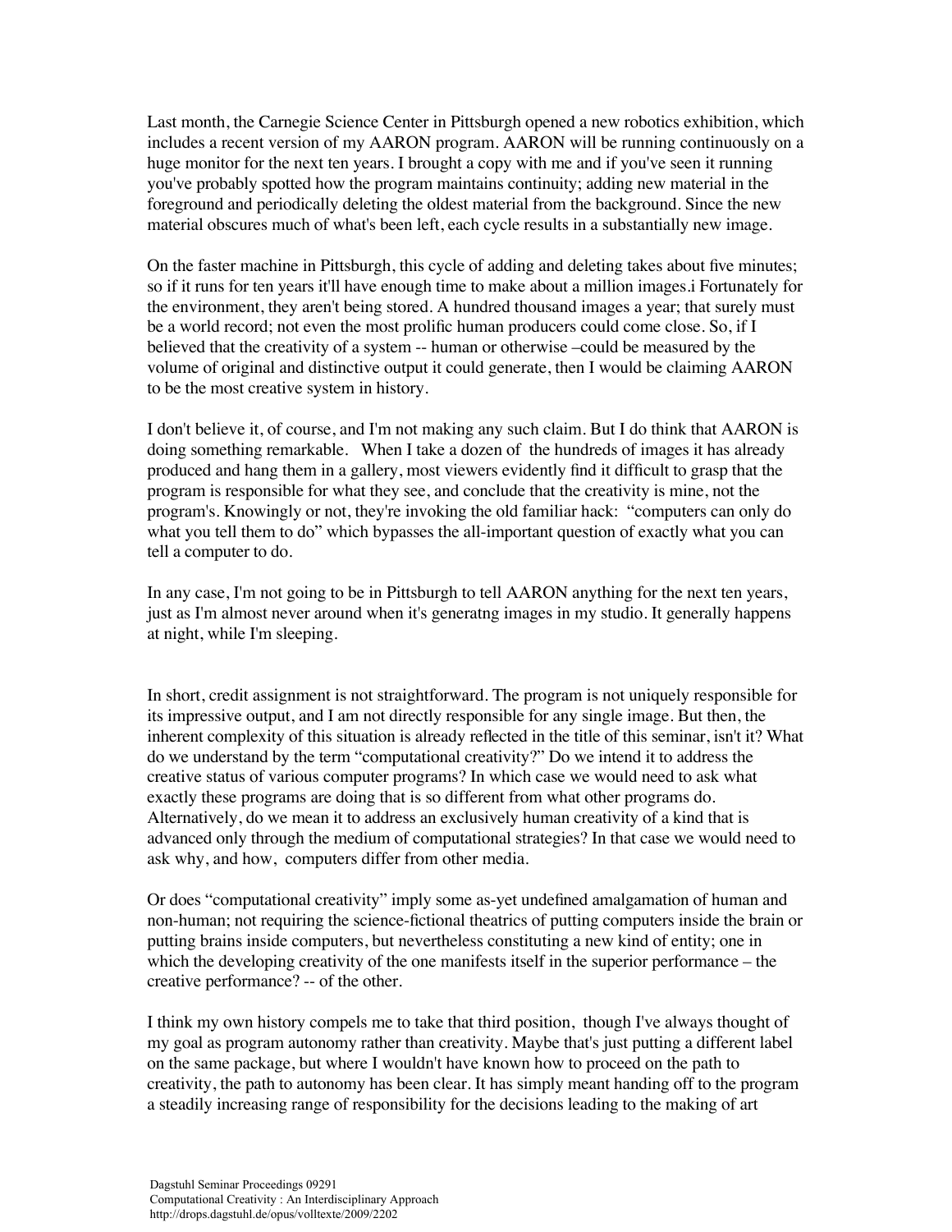Last month, the Carnegie Science Center in Pittsburgh opened a new robotics exhibition, which includes a recent version of my AARON program. AARON will be running continuously on a huge monitor for the next ten years. I brought a copy with me and if you've seen it running you've probably spotted how the program maintains continuity; adding new material in the foreground and periodically deleting the oldest material from the background. Since the new material obscures much of what's been left, each cycle results in a substantially new image.

On the faster machine in Pittsburgh, this cycle of adding and deleting takes about five minutes; so if it runs for ten years it'll have enough time to make about a million images.i Fortunately for the environment, they aren't being stored. A hundred thousand images a year; that surely must be a world record; not even the most prolific human producers could come close. So, if I believed that the creativity of a system -- human or otherwise –could be measured by the volume of original and distinctive output it could generate, then I would be claiming AARON to be the most creative system in history.

I don't believe it, of course, and I'm not making any such claim. But I do think that AARON is doing something remarkable. When I take a dozen of the hundreds of images it has already produced and hang them in a gallery, most viewers evidently find it difficult to grasp that the program is responsible for what they see, and conclude that the creativity is mine, not the program's. Knowingly or not, they're invoking the old familiar hack: "computers can only do what you tell them to do" which bypasses the all-important question of exactly what you can tell a computer to do.

In any case, I'm not going to be in Pittsburgh to tell AARON anything for the next ten years, just as I'm almost never around when it's generatng images in my studio. It generally happens at night, while I'm sleeping.

In short, credit assignment is not straightforward. The program is not uniquely responsible for its impressive output, and I am not directly responsible for any single image. But then, the inherent complexity of this situation is already reflected in the title of this seminar, isn't it? What do we understand by the term "computational creativity?" Do we intend it to address the creative status of various computer programs? In which case we would need to ask what exactly these programs are doing that is so different from what other programs do. Alternatively, do we mean it to address an exclusively human creativity of a kind that is advanced only through the medium of computational strategies? In that case we would need to ask why, and how, computers differ from other media.

Or does "computational creativity" imply some as-yet undefined amalgamation of human and non-human; not requiring the science-fictional theatrics of putting computers inside the brain or putting brains inside computers, but nevertheless constituting a new kind of entity; one in which the developing creativity of the one manifests itself in the superior performance – the creative performance? -- of the other.

I think my own history compels me to take that third position, though I've always thought of my goal as program autonomy rather than creativity. Maybe that's just putting a different label on the same package, but where I wouldn't have known how to proceed on the path to creativity, the path to autonomy has been clear. It has simply meant handing off to the program a steadily increasing range of responsibility for the decisions leading to the making of art

Dagstuhl Seminar Proceedings 09291
Computational Creativity : An Interdisciplinary Approach
http://drops.dagstuhl.de/opus/volltexte/2009/2202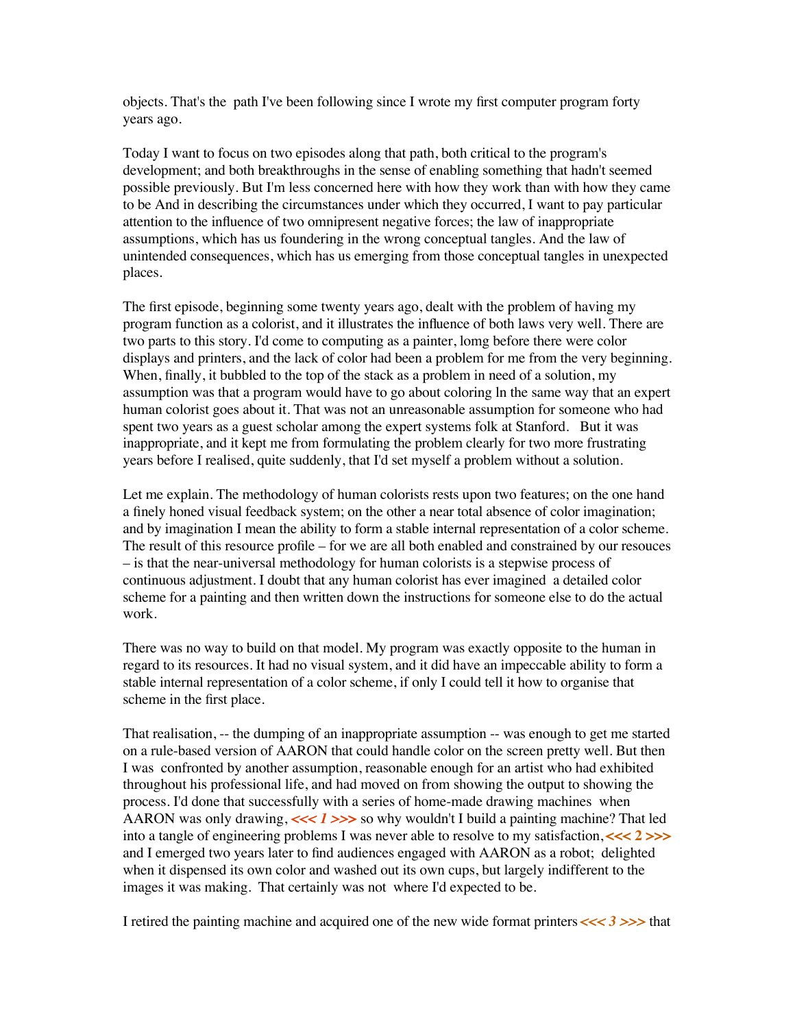objects. That's the path I've been following since I wrote my first computer program forty years ago.

Today I want to focus on two episodes along that path, both critical to the program's development; and both breakthroughs in the sense of enabling something that hadn't seemed possible previously. But I'm less concerned here with how they work than with how they came to be And in describing the circumstances under which they occurred, I want to pay particular attention to the influence of two omnipresent negative forces; the law of inappropriate assumptions, which has us foundering in the wrong conceptual tangles. And the law of unintended consequences, which has us emerging from those conceptual tangles in unexpected places.

The first episode, beginning some twenty years ago, dealt with the problem of having my program function as a colorist, and it illustrates the influence of both laws very well. There are two parts to this story. I'd come to computing as a painter, lomg before there were color displays and printers, and the lack of color had been a problem for me from the very beginning. When, finally, it bubbled to the top of the stack as a problem in need of a solution, my assumption was that a program would have to go about coloring ln the same way that an expert human colorist goes about it. That was not an unreasonable assumption for someone who had spent two years as a guest scholar among the expert systems folk at Stanford. But it was inappropriate, and it kept me from formulating the problem clearly for two more frustrating years before I realised, quite suddenly, that I'd set myself a problem without a solution.

Let me explain. The methodology of human colorists rests upon two features; on the one hand a finely honed visual feedback system; on the other a near total absence of color imagination; and by imagination I mean the ability to form a stable internal representation of a color scheme. The result of this resource profile – for we are all both enabled and constrained by our resouces – is that the near-universal methodology for human colorists is a stepwise process of continuous adjustment. I doubt that any human colorist has ever imagined a detailed color scheme for a painting and then written down the instructions for someone else to do the actual work.

There was no way to build on that model. My program was exactly opposite to the human in regard to its resources. It had no visual system, and it did have an impeccable ability to form a stable internal representation of a color scheme, if only I could tell it how to organise that scheme in the first place.

That realisation, -- the dumping of an inappropriate assumption -- was enough to get me started on a rule-based version of AARON that could handle color on the screen pretty well. But then I was confronted by another assumption, reasonable enough for an artist who had exhibited throughout his professional life, and had moved on from showing the output to showing the process. I'd done that successfully with a series of home-made drawing machines when AARON was only drawing, ***<<< 1 >>>*** so why wouldn't I build a painting machine? That led into a tangle of engineering problems I was never able to resolve to my satisfaction, ***<<< 2 >>>*** and I emerged two years later to find audiences engaged with AARON as a robot; delighted when it dispensed its own color and washed out its own cups, but largely indifferent to the images it was making. That certainly was not where I'd expected to be.

I retired the painting machine and acquired one of the new wide format printers ***<<< 3 >>>*** that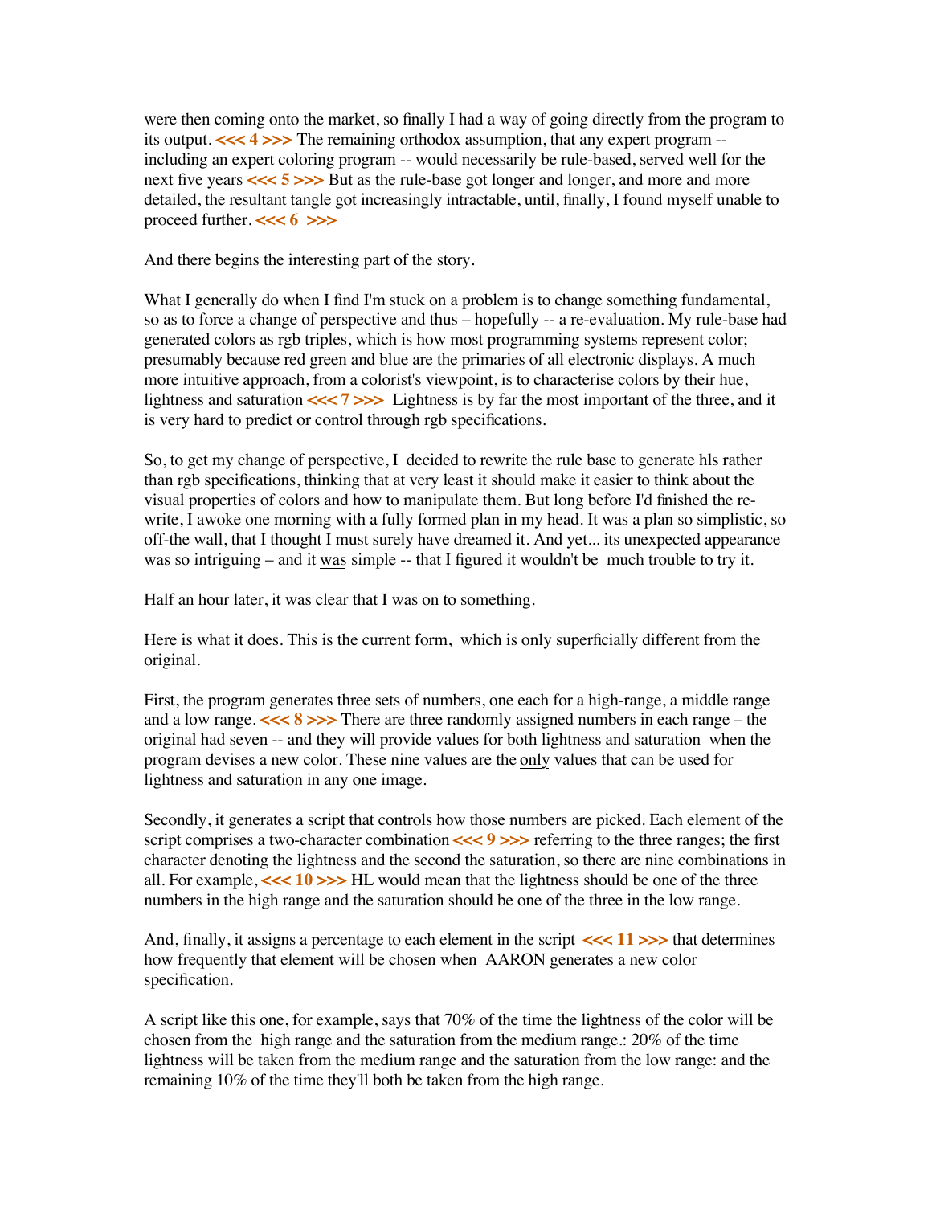were then coming onto the market, so finally I had a way of going directly from the program to its output. **<<< 4 >>>** The remaining orthodox assumption, that any expert program -- including an expert coloring program -- would necessarily be rule-based, served well for the next five years **<<< 5 >>>** But as the rule-base got longer and longer, and more and more detailed, the resultant tangle got increasingly intractable, until, finally, I found myself unable to proceed further. **<<< 6 >>>**

And there begins the interesting part of the story.

What I generally do when I find I'm stuck on a problem is to change something fundamental, so as to force a change of perspective and thus – hopefully -- a re-evaluation. My rule-base had generated colors as rgb triples, which is how most programming systems represent color; presumably because red green and blue are the primaries of all electronic displays. A much more intuitive approach, from a colorist's viewpoint, is to characterise colors by their hue, lightness and saturation **<<< 7 >>>** Lightness is by far the most important of the three, and it is very hard to predict or control through rgb specifications.

So, to get my change of perspective, I decided to rewrite the rule base to generate hls rather than rgb specifications, thinking that at very least it should make it easier to think about the visual properties of colors and how to manipulate them. But long before I'd finished the re-write, I awoke one morning with a fully formed plan in my head. It was a plan so simplistic, so off-the wall, that I thought I must surely have dreamed it. And yet... its unexpected appearance was so intriguing – and it was simple -- that I figured it wouldn't be much trouble to try it.

Half an hour later, it was clear that I was on to something.

Here is what it does. This is the current form, which is only superficially different from the original.

First, the program generates three sets of numbers, one each for a high-range, a middle range and a low range. **<<< 8 >>>** There are three randomly assigned numbers in each range – the original had seven -- and they will provide values for both lightness and saturation when the program devises a new color. These nine values are the only values that can be used for lightness and saturation in any one image.

Secondly, it generates a script that controls how those numbers are picked. Each element of the script comprises a two-character combination **<<< 9 >>>** referring to the three ranges; the first character denoting the lightness and the second the saturation, so there are nine combinations in all. For example, **<<< 10 >>>** HL would mean that the lightness should be one of the three numbers in the high range and the saturation should be one of the three in the low range.

And, finally, it assigns a percentage to each element in the script **<<< 11 >>>** that determines how frequently that element will be chosen when AARON generates a new color specification.

A script like this one, for example, says that 70% of the time the lightness of the color will be chosen from the high range and the saturation from the medium range.: 20% of the time lightness will be taken from the medium range and the saturation from the low range: and the remaining 10% of the time they'll both be taken from the high range.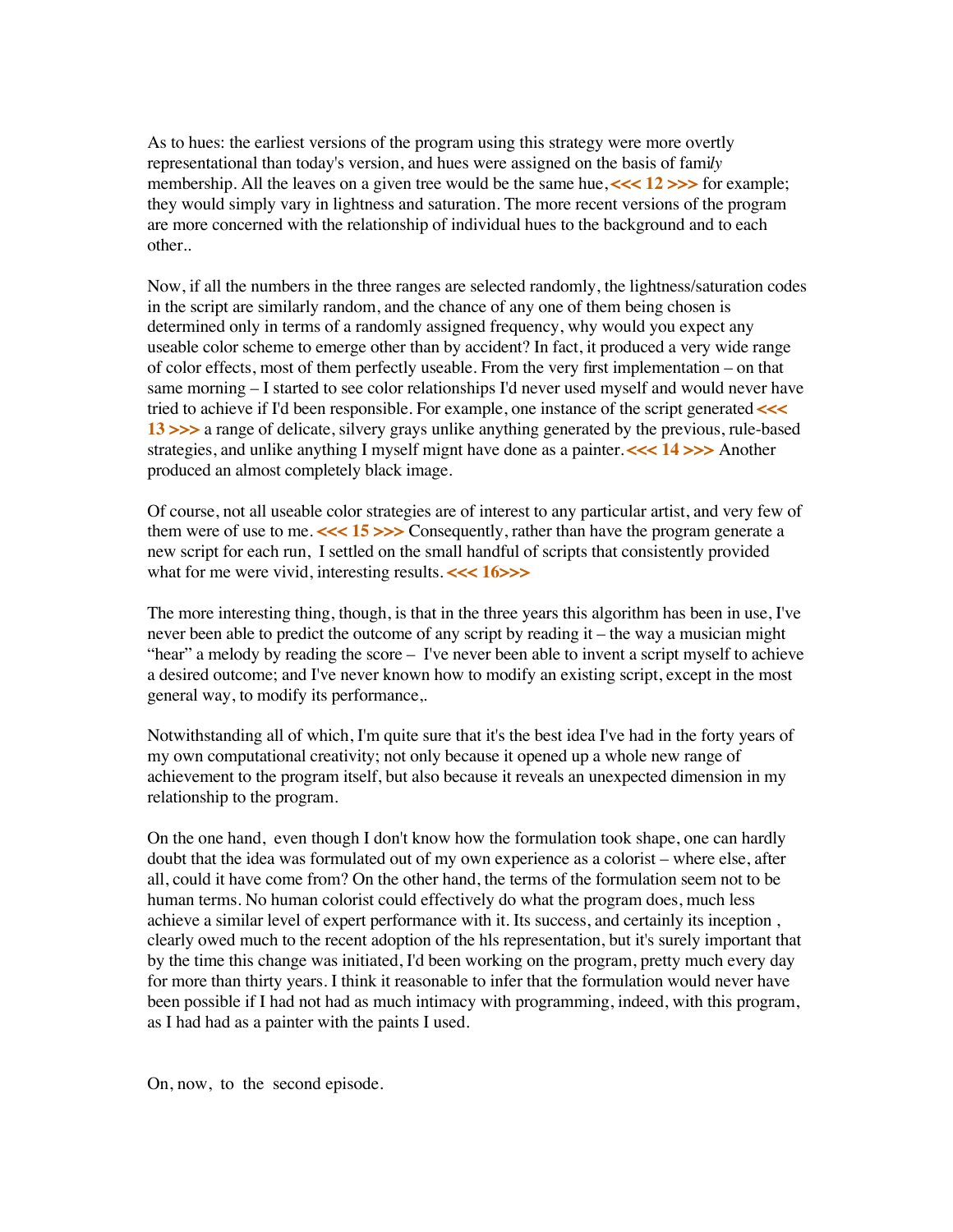As to hues: the earliest versions of the program using this strategy were more overtly representational than today's version, and hues were assigned on the basis of fami*ly* membership. All the leaves on a given tree would be the same hue, **<<< 12 >>>** for example; they would simply vary in lightness and saturation. The more recent versions of the program are more concerned with the relationship of individual hues to the background and to each other..

Now, if all the numbers in the three ranges are selected randomly, the lightness/saturation codes in the script are similarly random, and the chance of any one of them being chosen is determined only in terms of a randomly assigned frequency, why would you expect any useable color scheme to emerge other than by accident? In fact, it produced a very wide range of color effects, most of them perfectly useable. From the very first implementation – on that same morning – I started to see color relationships I'd never used myself and would never have tried to achieve if I'd been responsible. For example, one instance of the script generated **<<< 13 >>>** a range of delicate, silvery grays unlike anything generated by the previous, rule-based strategies, and unlike anything I myself mignt have done as a painter. **<<< 14 >>>** Another produced an almost completely black image.

Of course, not all useable color strategies are of interest to any particular artist, and very few of them were of use to me. **<<< 15 >>>** Consequently, rather than have the program generate a new script for each run, I settled on the small handful of scripts that consistently provided what for me were vivid, interesting results. **<<< 16>>>**

The more interesting thing, though, is that in the three years this algorithm has been in use, I've never been able to predict the outcome of any script by reading it – the way a musician might "hear" a melody by reading the score – I've never been able to invent a script myself to achieve a desired outcome; and I've never known how to modify an existing script, except in the most general way, to modify its performance,.

Notwithstanding all of which, I'm quite sure that it's the best idea I've had in the forty years of my own computational creativity; not only because it opened up a whole new range of achievement to the program itself, but also because it reveals an unexpected dimension in my relationship to the program.

On the one hand, even though I don't know how the formulation took shape, one can hardly doubt that the idea was formulated out of my own experience as a colorist – where else, after all, could it have come from? On the other hand, the terms of the formulation seem not to be human terms. No human colorist could effectively do what the program does, much less achieve a similar level of expert performance with it. Its success, and certainly its inception , clearly owed much to the recent adoption of the hls representation, but it's surely important that by the time this change was initiated, I'd been working on the program, pretty much every day for more than thirty years. I think it reasonable to infer that the formulation would never have been possible if I had not had as much intimacy with programming, indeed, with this program, as I had had as a painter with the paints I used.

On, now, to the second episode.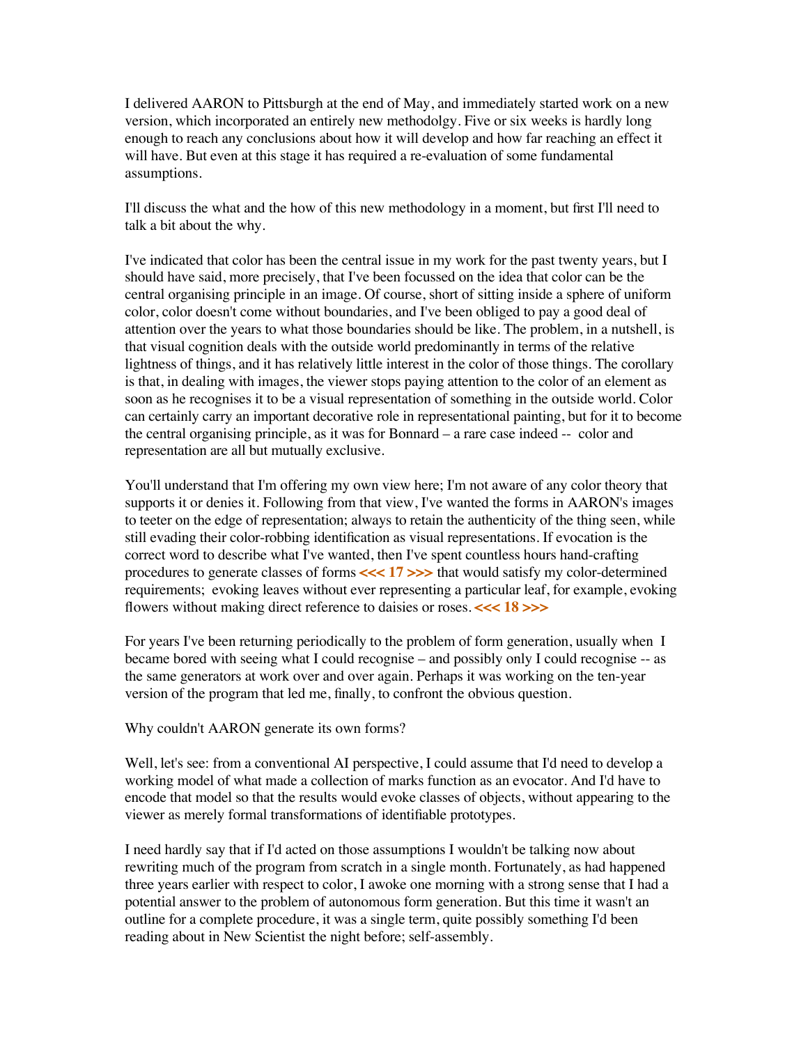I delivered AARON to Pittsburgh at the end of May, and immediately started work on a new version, which incorporated an entirely new methodolgy. Five or six weeks is hardly long enough to reach any conclusions about how it will develop and how far reaching an effect it will have. But even at this stage it has required a re-evaluation of some fundamental assumptions.

I'll discuss the what and the how of this new methodology in a moment, but first I'll need to talk a bit about the why.

I've indicated that color has been the central issue in my work for the past twenty years, but I should have said, more precisely, that I've been focussed on the idea that color can be the central organising principle in an image. Of course, short of sitting inside a sphere of uniform color, color doesn't come without boundaries, and I've been obliged to pay a good deal of attention over the years to what those boundaries should be like. The problem, in a nutshell, is that visual cognition deals with the outside world predominantly in terms of the relative lightness of things, and it has relatively little interest in the color of those things. The corollary is that, in dealing with images, the viewer stops paying attention to the color of an element as soon as he recognises it to be a visual representation of something in the outside world. Color can certainly carry an important decorative role in representational painting, but for it to become the central organising principle, as it was for Bonnard – a rare case indeed -- color and representation are all but mutually exclusive.

You'll understand that I'm offering my own view here; I'm not aware of any color theory that supports it or denies it. Following from that view, I've wanted the forms in AARON's images to teeter on the edge of representation; always to retain the authenticity of the thing seen, while still evading their color-robbing identification as visual representations. If evocation is the correct word to describe what I've wanted, then I've spent countless hours hand-crafting procedures to generate classes of forms **<<< 17 >>>** that would satisfy my color-determined requirements; evoking leaves without ever representing a particular leaf, for example, evoking flowers without making direct reference to daisies or roses. **<<< 18 >>>**

For years I've been returning periodically to the problem of form generation, usually when I became bored with seeing what I could recognise – and possibly only I could recognise -- as the same generators at work over and over again. Perhaps it was working on the ten-year version of the program that led me, finally, to confront the obvious question.

Why couldn't AARON generate its own forms?

Well, let's see: from a conventional AI perspective, I could assume that I'd need to develop a working model of what made a collection of marks function as an evocator. And I'd have to encode that model so that the results would evoke classes of objects, without appearing to the viewer as merely formal transformations of identifiable prototypes.

I need hardly say that if I'd acted on those assumptions I wouldn't be talking now about rewriting much of the program from scratch in a single month. Fortunately, as had happened three years earlier with respect to color, I awoke one morning with a strong sense that I had a potential answer to the problem of autonomous form generation. But this time it wasn't an outline for a complete procedure, it was a single term, quite possibly something I'd been reading about in New Scientist the night before; self-assembly.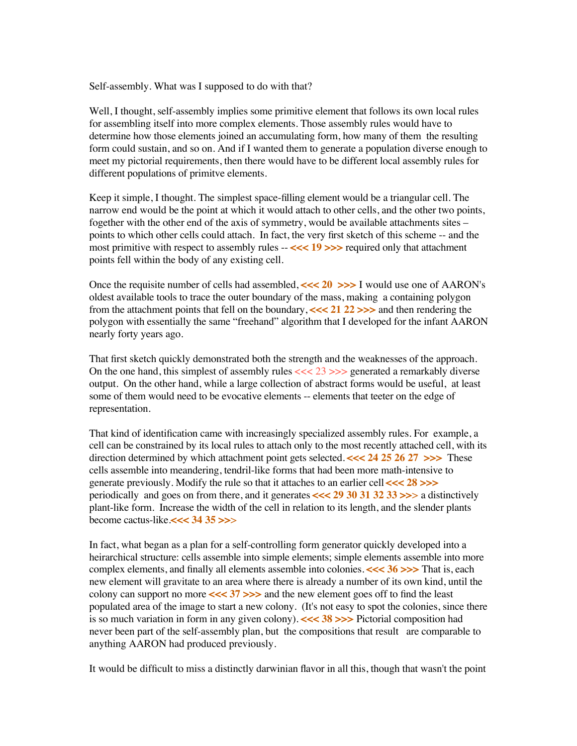Self-assembly. What was I supposed to do with that?

Well, I thought, self-assembly implies some primitive element that follows its own local rules for assembling itself into more complex elements. Those assembly rules would have to determine how those elements joined an accumulating form, how many of them the resulting form could sustain, and so on. And if I wanted them to generate a population diverse enough to meet my pictorial requirements, then there would have to be different local assembly rules for different populations of primitve elements.

Keep it simple, I thought. The simplest space-filling element would be a triangular cell. The narrow end would be the point at which it would attach to other cells, and the other two points, fogether with the other end of the axis of symmetry, would be available attachments sites – points to which other cells could attach. In fact, the very first sketch of this scheme -- and the most primitive with respect to assembly rules -- **<<< 19 >>>** required only that attachment points fell within the body of any existing cell.

Once the requisite number of cells had assembled, **<<< 20 >>>** I would use one of AARON's oldest available tools to trace the outer boundary of the mass, making a containing polygon from the attachment points that fell on the boundary, **<<< 21 22 >>>** and then rendering the polygon with essentially the same "freehand" algorithm that I developed for the infant AARON nearly forty years ago.

That first sketch quickly demonstrated both the strength and the weaknesses of the approach. On the one hand, this simplest of assembly rules <<< 23 >>> generated a remarkably diverse output. On the other hand, while a large collection of abstract forms would be useful, at least some of them would need to be evocative elements -- elements that teeter on the edge of representation.

That kind of identification came with increasingly specialized assembly rules. For example, a cell can be constrained by its local rules to attach only to the most recently attached cell, with its direction determined by which attachment point gets selected. **<<< 24 25 26 27 >>>** These cells assemble into meandering, tendril-like forms that had been more math-intensive to generate previously. Modify the rule so that it attaches to an earlier cell **<<< 28 >>>** periodically and goes on from there, and it generates **<<< 29 30 31 32 33 >>>** a distinctively plant-like form. Increase the width of the cell in relation to its length, and the slender plants become cactus-like. **<<< 34 35 >>>**

In fact, what began as a plan for a self-controlling form generator quickly developed into a heirarchical structure: cells assemble into simple elements; simple elements assemble into more complex elements, and finally all elements assemble into colonies. **<<< 36 >>>** That is, each new element will gravitate to an area where there is already a number of its own kind, until the colony can support no more **<<< 37 >>>** and the new element goes off to find the least populated area of the image to start a new colony. (It's not easy to spot the colonies, since there is so much variation in form in any given colony). **<<< 38 >>>** Pictorial composition had never been part of the self-assembly plan, but the compositions that result are comparable to anything AARON had produced previously.

It would be difficult to miss a distinctly darwinian flavor in all this, though that wasn't the point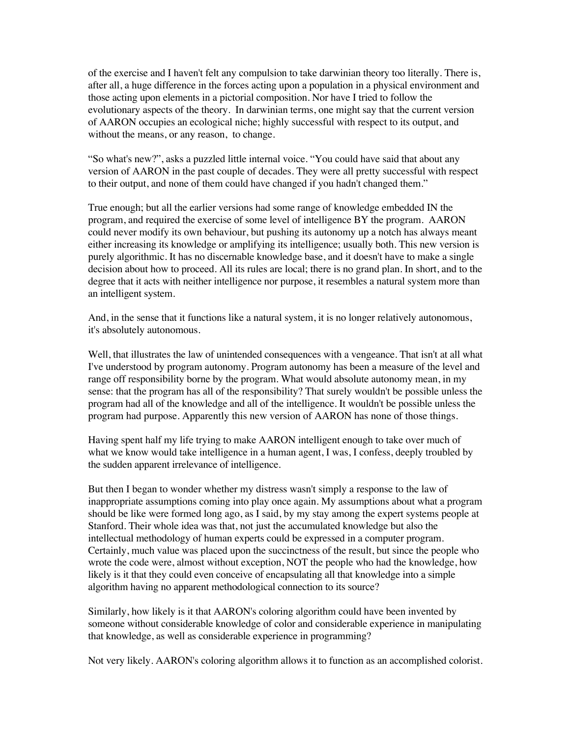of the exercise and I haven't felt any compulsion to take darwinian theory too literally. There is, after all, a huge difference in the forces acting upon a population in a physical environment and those acting upon elements in a pictorial composition. Nor have I tried to follow the evolutionary aspects of the theory. In darwinian terms, one might say that the current version of AARON occupies an ecological niche; highly successful with respect to its output, and without the means, or any reason, to change.

"So what's new?", asks a puzzled little internal voice. "You could have said that about any version of AARON in the past couple of decades. They were all pretty successful with respect to their output, and none of them could have changed if you hadn't changed them."

True enough; but all the earlier versions had some range of knowledge embedded IN the program, and required the exercise of some level of intelligence BY the program. AARON could never modify its own behaviour, but pushing its autonomy up a notch has always meant either increasing its knowledge or amplifying its intelligence; usually both. This new version is purely algorithmic. It has no discernable knowledge base, and it doesn't have to make a single decision about how to proceed. All its rules are local; there is no grand plan. In short, and to the degree that it acts with neither intelligence nor purpose, it resembles a natural system more than an intelligent system.

And, in the sense that it functions like a natural system, it is no longer relatively autonomous, it's absolutely autonomous.

Well, that illustrates the law of unintended consequences with a vengeance. That isn't at all what I've understood by program autonomy. Program autonomy has been a measure of the level and range off responsibility borne by the program. What would absolute autonomy mean, in my sense: that the program has all of the responsibility? That surely wouldn't be possible unless the program had all of the knowledge and all of the intelligence. It wouldn't be possible unless the program had purpose. Apparently this new version of AARON has none of those things.

Having spent half my life trying to make AARON intelligent enough to take over much of what we know would take intelligence in a human agent, I was, I confess, deeply troubled by the sudden apparent irrelevance of intelligence.

But then I began to wonder whether my distress wasn't simply a response to the law of inappropriate assumptions coming into play once again. My assumptions about what a program should be like were formed long ago, as I said, by my stay among the expert systems people at Stanford. Their whole idea was that, not just the accumulated knowledge but also the intellectual methodology of human experts could be expressed in a computer program. Certainly, much value was placed upon the succinctness of the result, but since the people who wrote the code were, almost without exception, NOT the people who had the knowledge, how likely is it that they could even conceive of encapsulating all that knowledge into a simple algorithm having no apparent methodological connection to its source?

Similarly, how likely is it that AARON's coloring algorithm could have been invented by someone without considerable knowledge of color and considerable experience in manipulating that knowledge, as well as considerable experience in programming?

Not very likely. AARON's coloring algorithm allows it to function as an accomplished colorist.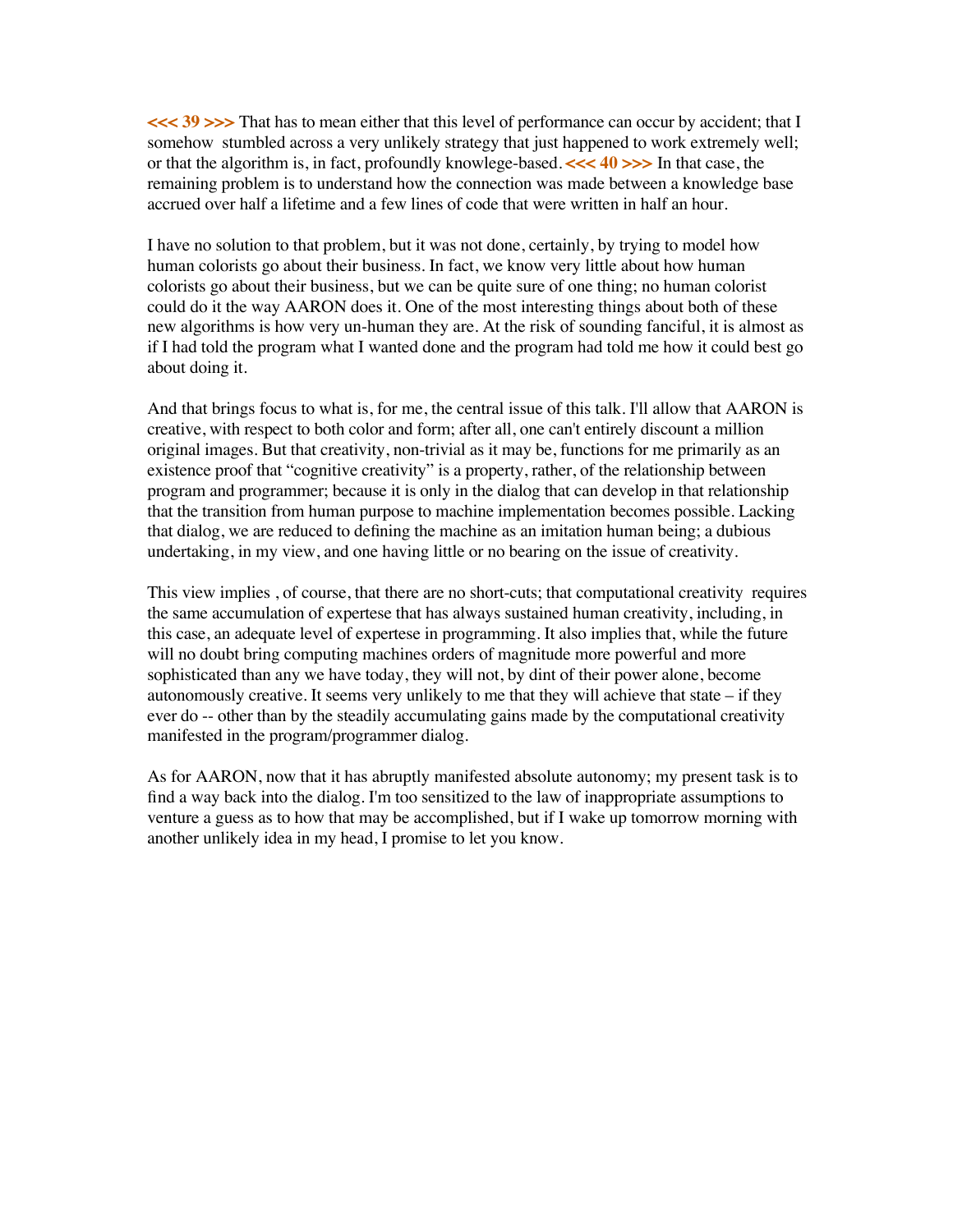**<<< 39 >>>** That has to mean either that this level of performance can occur by accident; that I somehow stumbled across a very unlikely strategy that just happened to work extremely well; or that the algorithm is, in fact, profoundly knowlege-based. **<<< 40 >>>** In that case, the remaining problem is to understand how the connection was made between a knowledge base accrued over half a lifetime and a few lines of code that were written in half an hour.

I have no solution to that problem, but it was not done, certainly, by trying to model how human colorists go about their business. In fact, we know very little about how human colorists go about their business, but we can be quite sure of one thing; no human colorist could do it the way AARON does it. One of the most interesting things about both of these new algorithms is how very un-human they are. At the risk of sounding fanciful, it is almost as if I had told the program what I wanted done and the program had told me how it could best go about doing it.

And that brings focus to what is, for me, the central issue of this talk. I'll allow that AARON is creative, with respect to both color and form; after all, one can't entirely discount a million original images. But that creativity, non-trivial as it may be, functions for me primarily as an existence proof that "cognitive creativity" is a property, rather, of the relationship between program and programmer; because it is only in the dialog that can develop in that relationship that the transition from human purpose to machine implementation becomes possible. Lacking that dialog, we are reduced to defining the machine as an imitation human being; a dubious undertaking, in my view, and one having little or no bearing on the issue of creativity.

This view implies , of course, that there are no short-cuts; that computational creativity requires the same accumulation of expertese that has always sustained human creativity, including, in this case, an adequate level of expertese in programming. It also implies that, while the future will no doubt bring computing machines orders of magnitude more powerful and more sophisticated than any we have today, they will not, by dint of their power alone, become autonomously creative. It seems very unlikely to me that they will achieve that state – if they ever do -- other than by the steadily accumulating gains made by the computational creativity manifested in the program/programmer dialog.

As for AARON, now that it has abruptly manifested absolute autonomy; my present task is to find a way back into the dialog. I'm too sensitized to the law of inappropriate assumptions to venture a guess as to how that may be accomplished, but if I wake up tomorrow morning with another unlikely idea in my head, I promise to let you know.